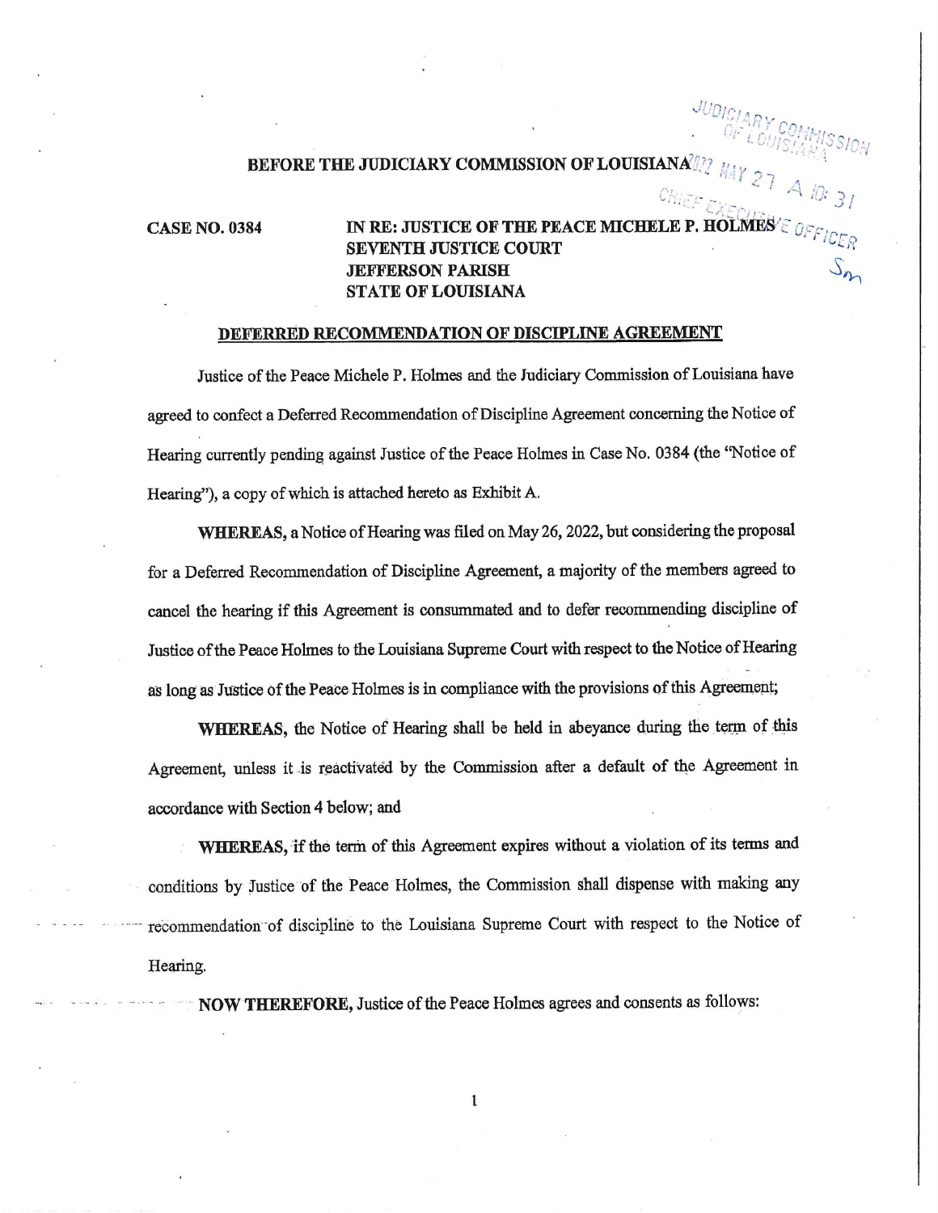**BEFORE THE JUDICIARY COMMISSION OF LOUISIANA**

JUDICIARY COMMISSION OF LOUISIANA
2022 MAY 27 A 10:31
CHIEF EXECUTIVE OFFICER

**CASE NO. 0384**

**IN RE: JUSTICE OF THE PEACE MICHELE P. HOLMES**
**SEVENTH JUSTICE COURT**
**JEFFERSON PARISH**
**STATE OF LOUISIANA**

## DEFERRED RECOMMENDATION OF DISCIPLINE AGREEMENT

Justice of the Peace Michele P. Holmes and the Judiciary Commission of Louisiana have agreed to confect a Deferred Recommendation of Discipline Agreement concerning the Notice of Hearing currently pending against Justice of the Peace Holmes in Case No. 0384 (the "Notice of Hearing"), a copy of which is attached hereto as Exhibit A.

**WHEREAS,** a Notice of Hearing was filed on May 26, 2022, but considering the proposal for a Deferred Recommendation of Discipline Agreement, a majority of the members agreed to cancel the hearing if this Agreement is consummated and to defer recommending discipline of Justice of the Peace Holmes to the Louisiana Supreme Court with respect to the Notice of Hearing as long as Justice of the Peace Holmes is in compliance with the provisions of this Agreement;

**WHEREAS,** the Notice of Hearing shall be held in abeyance during the term of this Agreement, unless it is reactivated by the Commission after a default of the Agreement in accordance with Section 4 below; and

**WHEREAS,** if the term of this Agreement expires without a violation of its terms and conditions by Justice of the Peace Holmes, the Commission shall dispense with making any recommendation of discipline to the Louisiana Supreme Court with respect to the Notice of Hearing.

**NOW THEREFORE,** Justice of the Peace Holmes agrees and consents as follows: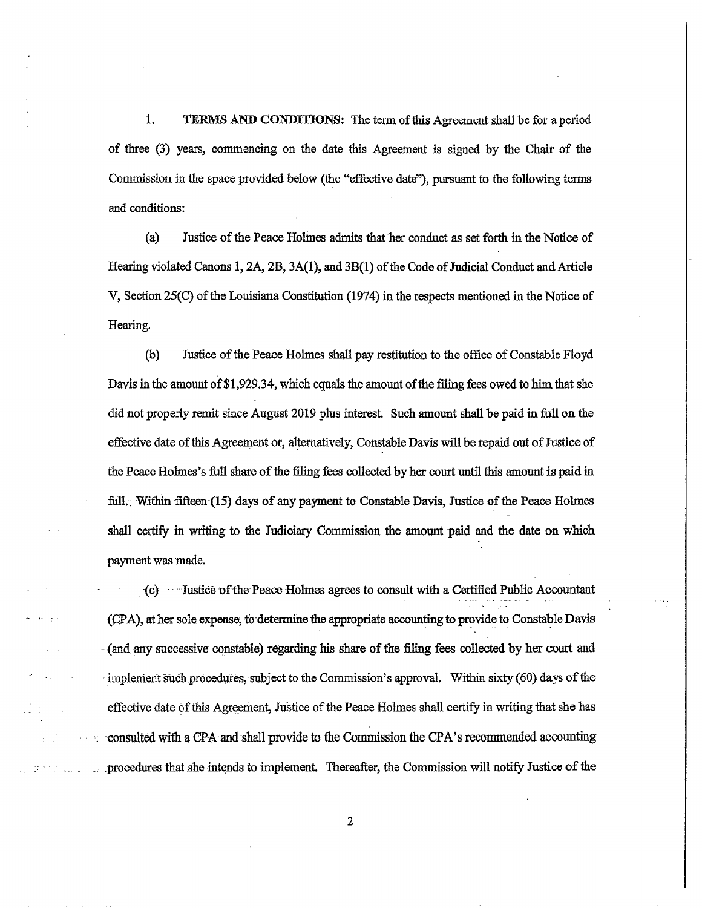1. **TERMS AND CONDITIONS:** The term of this Agreement shall be for a period of three (3) years, commencing on the date this Agreement is signed by the Chair of the Commission in the space provided below (the "effective date"), pursuant to the following terms and conditions:

(a) Justice of the Peace Holmes admits that her conduct as set forth in the Notice of Hearing violated Canons 1, 2A, 2B, 3A(1), and 3B(1) of the Code of Judicial Conduct and Article V, Section 25(C) of the Louisiana Constitution (1974) in the respects mentioned in the Notice of Hearing.

(b) Justice of the Peace Holmes shall pay restitution to the office of Constable Floyd Davis in the amount of $1,929.34, which equals the amount of the filing fees owed to him that she did not properly remit since August 2019 plus interest. Such amount shall be paid in full on the effective date of this Agreement or, alternatively, Constable Davis will be repaid out of Justice of the Peace Holmes's full share of the filing fees collected by her court until this amount is paid in full. Within fifteen (15) days of any payment to Constable Davis, Justice of the Peace Holmes shall certify in writing to the Judiciary Commission the amount paid and the date on which payment was made.

(c) Justice of the Peace Holmes agrees to consult with a Certified Public Accountant (CPA), at her sole expense, to determine the appropriate accounting to provide to Constable Davis (and any successive constable) regarding his share of the filing fees collected by her court and implement such procedures, subject to the Commission's approval. Within sixty (60) days of the effective date of this Agreement, Justice of the Peace Holmes shall certify in writing that she has consulted with a CPA and shall provide to the Commission the CPA's recommended accounting procedures that she intends to implement. Thereafter, the Commission will notify Justice of the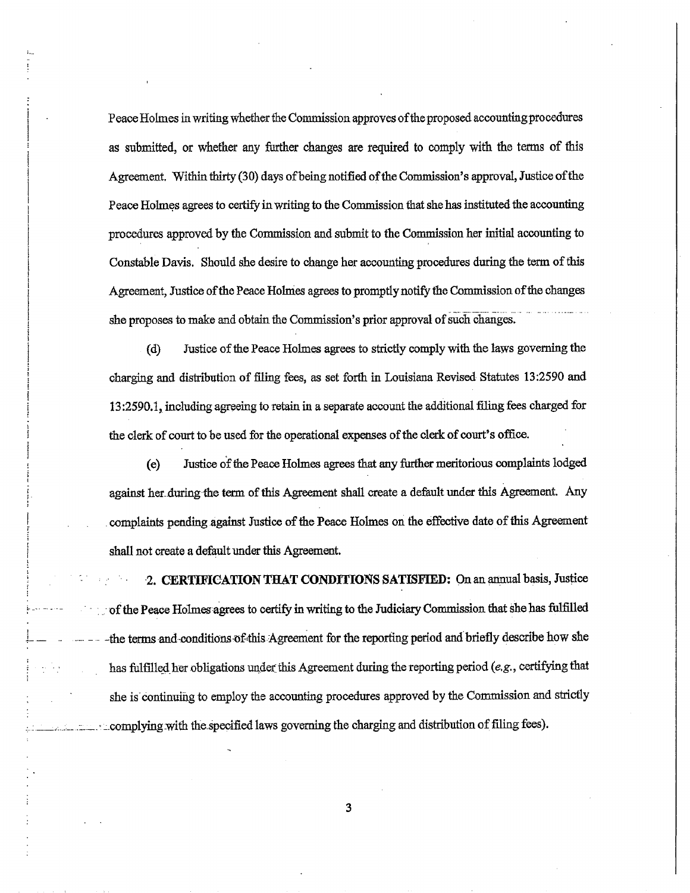Peace Holmes in writing whether the Commission approves of the proposed accounting procedures as submitted, or whether any further changes are required to comply with the terms of this Agreement. Within thirty (30) days of being notified of the Commission's approval, Justice of the Peace Holmes agrees to certify in writing to the Commission that she has instituted the accounting procedures approved by the Commission and submit to the Commission her initial accounting to Constable Davis. Should she desire to change her accounting procedures during the term of this Agreement, Justice of the Peace Holmes agrees to promptly notify the Commission of the changes she proposes to make and obtain the Commission's prior approval of such changes.

(d) Justice of the Peace Holmes agrees to strictly comply with the laws governing the charging and distribution of filing fees, as set forth in Louisiana Revised Statutes 13:2590 and 13:2590.1, including agreeing to retain in a separate account the additional filing fees charged for the clerk of court to be used for the operational expenses of the clerk of court's office.

(e) Justice of the Peace Holmes agrees that any further meritorious complaints lodged against her during the term of this Agreement shall create a default under this Agreement. Any complaints pending against Justice of the Peace Holmes on the effective date of this Agreement shall not create a default under this Agreement.

**2. CERTIFICATION THAT CONDITIONS SATISFIED:** On an annual basis, Justice of the Peace Holmes agrees to certify in writing to the Judiciary Commission that she has fulfilled the terms and conditions of this Agreement for the reporting period and briefly describe how she has fulfilled her obligations under this Agreement during the reporting period (*e.g.*, certifying that she is continuing to employ the accounting procedures approved by the Commission and strictly complying with the specified laws governing the charging and distribution of filing fees).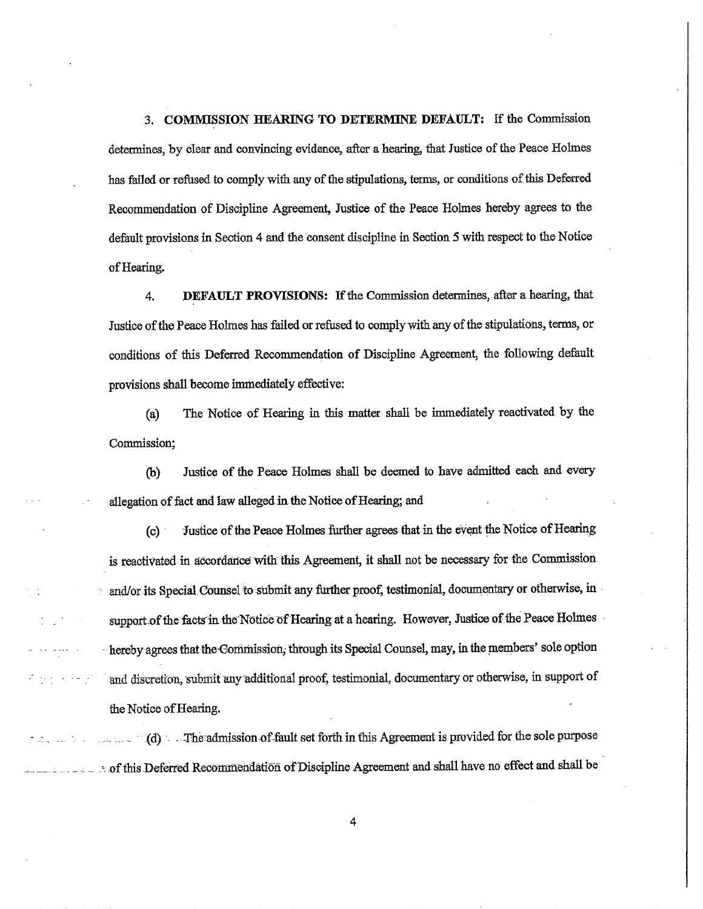3. **COMMISSION HEARING TO DETERMINE DEFAULT:** If the Commission determines, by clear and convincing evidence, after a hearing, that Justice of the Peace Holmes has failed or refused to comply with any of the stipulations, terms, or conditions of this Deferred Recommendation of Discipline Agreement, Justice of the Peace Holmes hereby agrees to the default provisions in Section 4 and the consent discipline in Section 5 with respect to the Notice of Hearing.

4. **DEFAULT PROVISIONS:** If the Commission determines, after a hearing, that Justice of the Peace Holmes has failed or refused to comply with any of the stipulations, terms, or conditions of this Deferred Recommendation of Discipline Agreement, the following default provisions shall become immediately effective:

(a) The Notice of Hearing in this matter shall be immediately reactivated by the Commission;

(b) Justice of the Peace Holmes shall be deemed to have admitted each and every allegation of fact and law alleged in the Notice of Hearing; and

(c) Justice of the Peace Holmes further agrees that in the event the Notice of Hearing is reactivated in accordance with this Agreement, it shall not be necessary for the Commission and/or its Special Counsel to submit any further proof, testimonial, documentary or otherwise, in support of the facts in the Notice of Hearing at a hearing. However, Justice of the Peace Holmes hereby agrees that the Commission, through its Special Counsel, may, in the members' sole option and discretion, submit any additional proof, testimonial, documentary or otherwise, in support of the Notice of Hearing.

(d) The admission of fault set forth in this Agreement is provided for the sole purpose of this Deferred Recommendation of Discipline Agreement and shall have no effect and shall be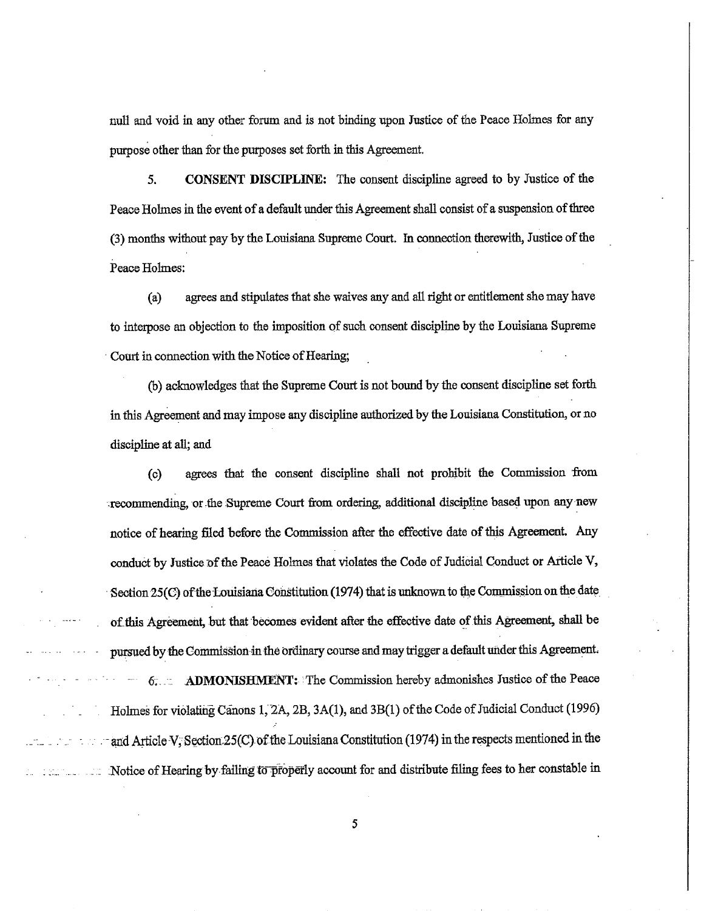null and void in any other forum and is not binding upon Justice of the Peace Holmes for any purpose other than for the purposes set forth in this Agreement.

5. **CONSENT DISCIPLINE:** The consent discipline agreed to by Justice of the Peace Holmes in the event of a default under this Agreement shall consist of a suspension of three (3) months without pay by the Louisiana Supreme Court. In connection therewith, Justice of the Peace Holmes:

(a) agrees and stipulates that she waives any and all right or entitlement she may have to interpose an objection to the imposition of such consent discipline by the Louisiana Supreme Court in connection with the Notice of Hearing;

(b) acknowledges that the Supreme Court is not bound by the consent discipline set forth in this Agreement and may impose any discipline authorized by the Louisiana Constitution, or no discipline at all; and

(c) agrees that the consent discipline shall not prohibit the Commission from recommending, or the Supreme Court from ordering, additional discipline based upon any new notice of hearing filed before the Commission after the effective date of this Agreement. Any conduct by Justice of the Peace Holmes that violates the Code of Judicial Conduct or Article V, Section 25(C) of the Louisiana Constitution (1974) that is unknown to the Commission on the date of this Agreement, but that becomes evident after the effective date of this Agreement, shall be pursued by the Commission in the ordinary course and may trigger a default under this Agreement.

6. **ADMONISHMENT:** The Commission hereby admonishes Justice of the Peace Holmes for violating Canons 1, 2A, 2B, 3A(1), and 3B(1) of the Code of Judicial Conduct (1996) and Article V, Section 25(C) of the Louisiana Constitution (1974) in the respects mentioned in the Notice of Hearing by failing to properly account for and distribute filing fees to her constable in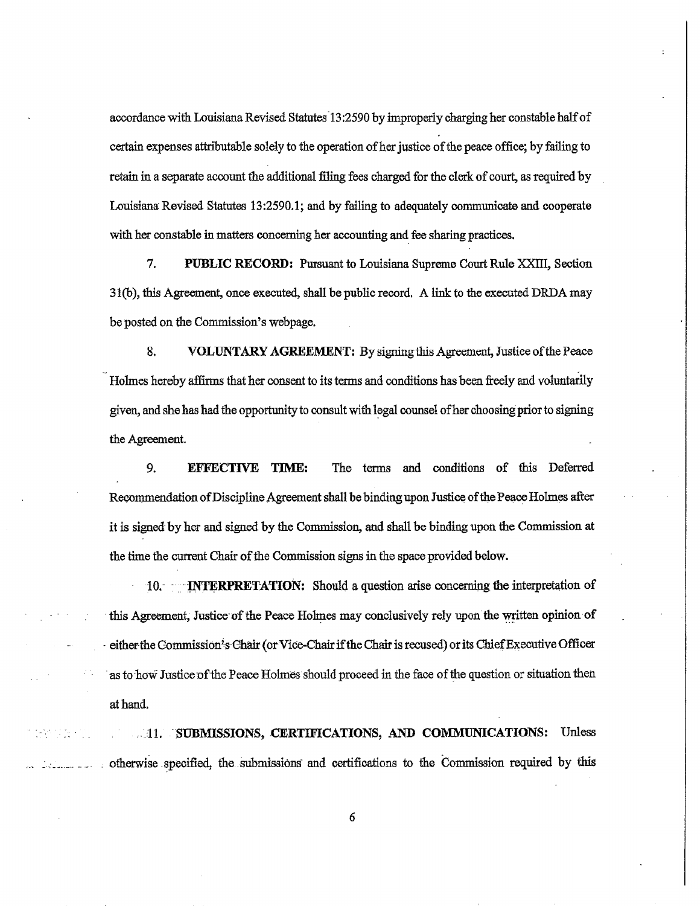accordance with Louisiana Revised Statutes 13:2590 by improperly charging her constable half of certain expenses attributable solely to the operation of her justice of the peace office; by failing to retain in a separate account the additional filing fees charged for the clerk of court, as required by Louisiana Revised Statutes 13:2590.1; and by failing to adequately communicate and cooperate with her constable in matters concerning her accounting and fee sharing practices.

7. **PUBLIC RECORD:** Pursuant to Louisiana Supreme Court Rule XXIII, Section 31(b), this Agreement, once executed, shall be public record. A link to the executed DRDA may be posted on the Commission's webpage.

8. **VOLUNTARY AGREEMENT:** By signing this Agreement, Justice of the Peace Holmes hereby affirms that her consent to its terms and conditions has been freely and voluntarily given, and she has had the opportunity to consult with legal counsel of her choosing prior to signing the Agreement.

9. **EFFECTIVE TIME:** The terms and conditions of this Deferred Recommendation of Discipline Agreement shall be binding upon Justice of the Peace Holmes after it is signed by her and signed by the Commission, and shall be binding upon the Commission at the time the current Chair of the Commission signs in the space provided below.

10. **INTERPRETATION:** Should a question arise concerning the interpretation of this Agreement, Justice of the Peace Holmes may conclusively rely upon the written opinion of either the Commission's Chair (or Vice-Chair if the Chair is recused) or its Chief Executive Officer as to how Justice of the Peace Holmes should proceed in the face of the question or situation then at hand.

11. **SUBMISSIONS, CERTIFICATIONS, AND COMMUNICATIONS:** Unless otherwise specified, the submissions and certifications to the Commission required by this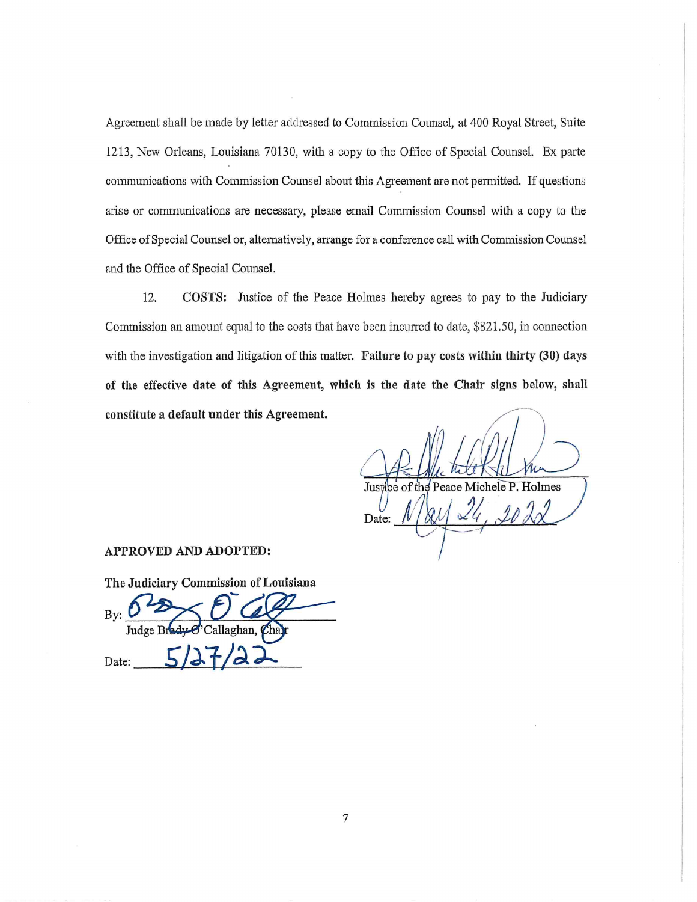Agreement shall be made by letter addressed to Commission Counsel, at 400 Royal Street, Suite 1213, New Orleans, Louisiana 70130, with a copy to the Office of Special Counsel. Ex parte communications with Commission Counsel about this Agreement are not permitted. If questions arise or communications are necessary, please email Commission Counsel with a copy to the Office of Special Counsel or, alternatively, arrange for a conference call with Commission Counsel and the Office of Special Counsel.

12. **COSTS:** Justice of the Peace Holmes hereby agrees to pay to the Judiciary Commission an amount equal to the costs that have been incurred to date, $821.50, in connection with the investigation and litigation of this matter. **Failure to pay costs within thirty (30) days of the effective date of this Agreement, which is the date the Chair signs below, shall constitute a default under this Agreement.**

Justice of the Peace Michele P. Holmes

Date: May 24, 2022

**APPROVED AND ADOPTED:**

**The Judiciary Commission of Louisiana**

By: ______________________
Judge Brady O'Callaghan, Chair

Date: 5/27/22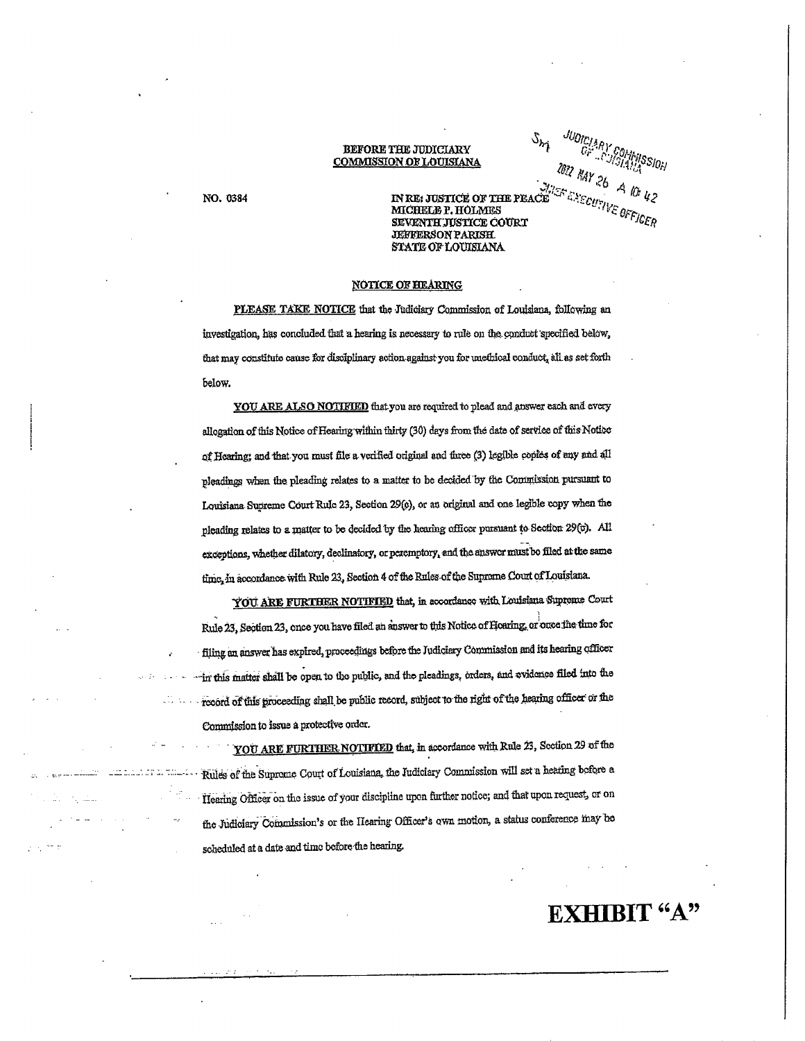BEFORE THE JUDICIARY
COMMISSION OF LOUISIANA

JUDICIARY COMMISSION OF LOUISIANA
2022 MAY 26 A 10:42
CHIEF EXECUTIVE OFFICER

NO. 0384

IN RE: JUSTICE OF THE PEACE
MICHELE P. HOLMES
SEVENTH JUSTICE COURT
JEFFERSON PARISH
STATE OF LOUISIANA

## NOTICE OF HEARING

**PLEASE TAKE NOTICE** that the Judiciary Commission of Louisiana, following an investigation, has concluded that a hearing is necessary to rule on the conduct specified below, that may constitute cause for disciplinary action against you for unethical conduct, all as set forth below.

**YOU ARE ALSO NOTIFIED** that you are required to plead and answer each and every allegation of this Notice of Hearing within thirty (30) days from the date of service of this Notice of Hearing; and that you must file a verified original and three (3) legible copies of any and all pleadings when the pleading relates to a matter to be decided by the Commission pursuant to Louisiana Supreme Court Rule 23, Section 29(c), or an original and one legible copy when the pleading relates to a matter to be decided by the hearing officer pursuant to Section 29(v). All exceptions, whether dilatory, declinatory, or peremptory, and the answer must be filed at the same time, in accordance with Rule 23, Section 4 of the Rules of the Supreme Court of Louisiana.

**YOU ARE FURTHER NOTIFIED** that, in accordance with Louisiana Supreme Court Rule 23, Section 23, once you have filed an answer to this Notice of Hearing, or once the time for filing an answer has expired, proceedings before the Judiciary Commission and its hearing officer in this matter shall be open to the public, and the pleadings, orders, and evidence filed into the record of this proceeding shall be public record, subject to the right of the hearing officer or the Commission to issue a protective order.

**YOU ARE FURTHER NOTIFIED** that, in accordance with Rule 23, Section 29 of the Rules of the Supreme Court of Louisiana, the Judiciary Commission will set a hearing before a Hearing Officer on the issue of your discipline upon further notice; and that upon request, or on the Judiciary Commission's or the Hearing Officer's own motion, a status conference may be scheduled at a date and time before the hearing.

# EXHIBIT "A"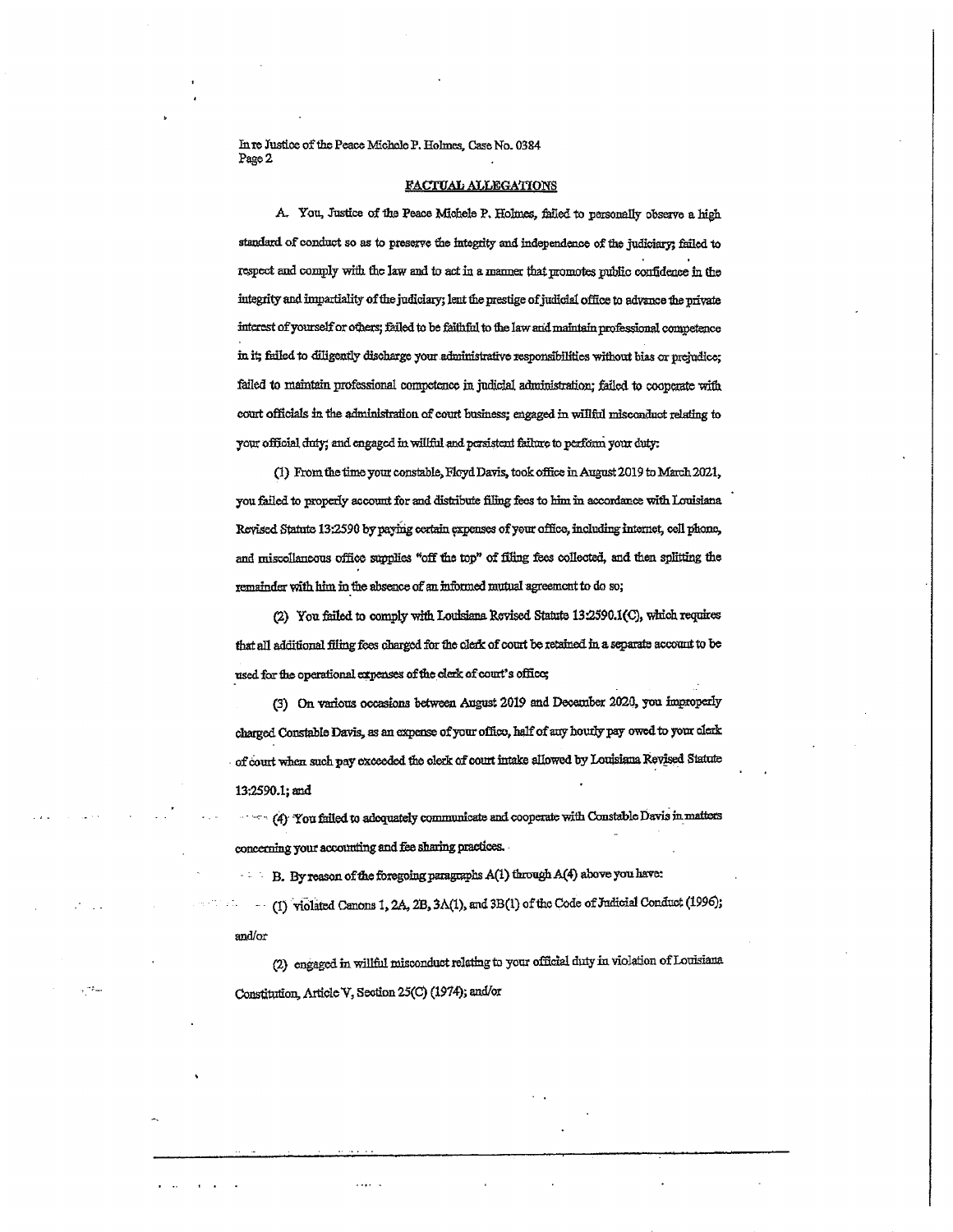In re Justice of the Peace Michele P. Holmes, Case No. 0384

## FACTUAL ALLEGATIONS

A. You, Justice of the Peace Michele P. Holmes, failed to personally observe a high standard of conduct so as to preserve the integrity and independence of the judiciary; failed to respect and comply with the law and to act in a manner that promotes public confidence in the integrity and impartiality of the judiciary; lent the prestige of judicial office to advance the private interest of yourself or others; failed to be faithful to the law and maintain professional competence in it; failed to diligently discharge your administrative responsibilities without bias or prejudice; failed to maintain professional competence in judicial administration; failed to cooperate with court officials in the administration of court business; engaged in willful misconduct relating to your official duty; and engaged in willful and persistent failure to perform your duty:

(1) From the time your constable, Floyd Davis, took office in August 2019 to March 2021, you failed to properly account for and distribute filing fees to him in accordance with Louisiana Revised Statute 13:2590 by paying certain expenses of your office, including internet, cell phone, and miscellaneous office supplies "off the top" of filing fees collected, and then splitting the remainder with him in the absence of an informed mutual agreement to do so;

(2) You failed to comply with Louisiana Revised Statute 13:2590.1(C), which requires that all additional filing fees charged for the clerk of court be retained in a separate account to be used for the operational expenses of the clerk of court's office;

(3) On various occasions between August 2019 and December 2020, you improperly charged Constable Davis, as an expense of your office, half of any hourly pay owed to your clerk of court when such pay exceeded the clerk of court intake allowed by Louisiana Revised Statute 13:2590.1; and

(4) You failed to adequately communicate and cooperate with Constable Davis in matters concerning your accounting and fee sharing practices.

B. By reason of the foregoing paragraphs A(1) through A(4) above you have:

(1) violated Canons 1, 2A, 2B, 3A(1), and 3B(1) of the Code of Judicial Conduct (1996); and/or

(2) engaged in willful misconduct relating to your official duty in violation of Louisiana Constitution, Article V, Section 25(C) (1974); and/or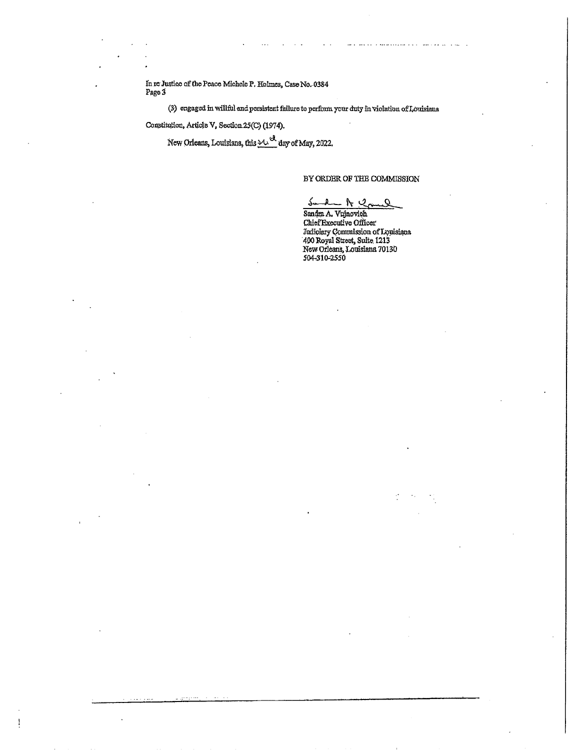(3) engaged in willful and persistent failure to perform your duty in violation of Louisiana Constitution, Article V, Section 25(C) (1974).

New Orleans, Louisiana, this 26th day of May, 2022.

BY ORDER OF THE COMMISSION

Sandra A. Vujnovich
Chief Executive Officer
Judiciary Commission of Louisiana
400 Royal Street, Suite 1213
New Orleans, Louisiana 70130
504-310-2550